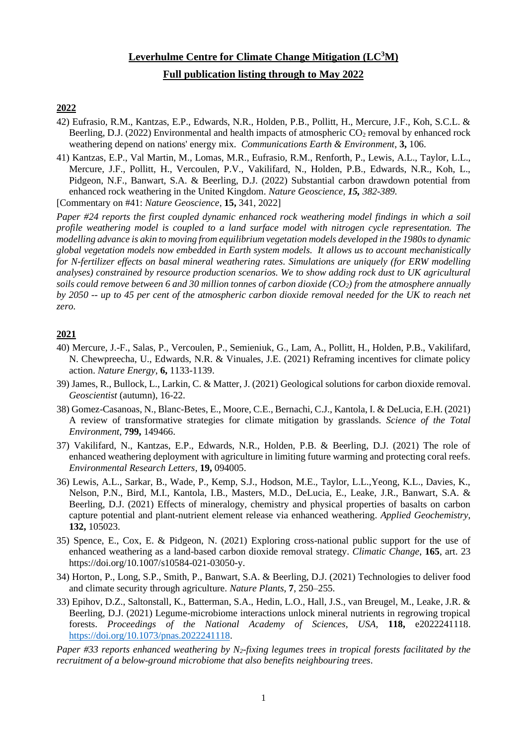# Leverhulme Centre for Climate Change Mitigation (LC$^3$M)

## Full publication listing through to May 2022

### 2022

42) Eufrasio, R.M., Kantzas, E.P., Edwards, N.R., Holden, P.B., Pollitt, H., Mercure, J.F., Koh, S.C.L. & Beerling, D.J. (2022) Environmental and health impacts of atmospheric $CO_2$ removal by enhanced rock weathering depend on nations' energy mix. *Communications Earth & Environment*, **3,** 106.

41) Kantzas, E.P., Val Martin, M., Lomas, M.R., Eufrasio, R.M., Renforth, P., Lewis, A.L., Taylor, L.L., Mercure, J.F., Pollitt, H., Vercoulen, P.V., Vakilifard, N., Holden, P.B., Edwards, N.R., Koh, L., Pidgeon, N.F., Banwart, S.A. & Beerling, D.J. (2022) Substantial carbon drawdown potential from enhanced rock weathering in the United Kingdom. *Nature Geoscience, **15,** 382-389.*

[Commentary on #41: *Nature Geoscience*, **15,** 341, 2022]

*Paper #24 reports the first coupled dynamic enhanced rock weathering model findings in which a soil profile weathering model is coupled to a land surface model with nitrogen cycle representation. The modelling advance is akin to moving from equilibrium vegetation models developed in the 1980s to dynamic global vegetation models now embedded in Earth system models. It allows us to account mechanistically for N-fertilizer effects on basal mineral weathering rates. Simulations are uniquely (for ERW modelling analyses) constrained by resource production scenarios. We to show adding rock dust to UK agricultural soils could remove between 6 and 30 million tonnes of carbon dioxide ($CO_2$) from the atmosphere annually by 2050 -- up to 45 per cent of the atmospheric carbon dioxide removal needed for the UK to reach net zero.*

### 2021

40) Mercure, J.-F., Salas, P., Vercoulen, P., Semieniuk, G., Lam, A., Pollitt, H., Holden, P.B., Vakilifard, N. Chewpreecha, U., Edwards, N.R. & Vinuales, J.E. (2021) Reframing incentives for climate policy action. *Nature Energy*, **6,** 1133-1139.

39) James, R., Bullock, L., Larkin, C. & Matter, J. (2021) Geological solutions for carbon dioxide removal. *Geoscientist* (autumn), 16-22.

38) Gomez-Casanoas, N., Blanc-Betes, E., Moore, C.E., Bernachi, C.J., Kantola, I. & DeLucia, E.H. (2021) A review of transformative strategies for climate mitigation by grasslands. *Science of the Total Environment*, **799,** 149466.

37) Vakilifard, N., Kantzas, E.P., Edwards, N.R., Holden, P.B. & Beerling, D.J. (2021) The role of enhanced weathering deployment with agriculture in limiting future warming and protecting coral reefs. *Environmental Research Letters*, **19,** 094005.

36) Lewis, A.L., Sarkar, B., Wade, P., Kemp, S.J., Hodson, M.E., Taylor, L.L.,Yeong, K.L., Davies, K., Nelson, P.N., Bird, M.I., Kantola, I.B., Masters, M.D., DeLucia, E., Leake, J.R., Banwart, S.A. & Beerling, D.J. (2021) Effects of mineralogy, chemistry and physical properties of basalts on carbon capture potential and plant-nutrient element release via enhanced weathering. *Applied Geochemistry*, **132,** 105023.

35) Spence, E., Cox, E. & Pidgeon, N. (2021) Exploring cross-national public support for the use of enhanced weathering as a land-based carbon dioxide removal strategy. *Climatic Change*, **165**, art. 23 https://doi.org/10.1007/s10584-021-03050-y.

34) Horton, P., Long, S.P., Smith, P., Banwart, S.A. & Beerling, D.J. (2021) Technologies to deliver food and climate security through agriculture. *Nature Plants*, **7**, 250–255.

33) Epihov, D.Z., Saltonstall, K., Batterman, S.A., Hedin, L.O., Hall, J.S., van Breugel, M., Leake, J.R. & Beerling, D.J. (2021) Legume-microbiome interactions unlock mineral nutrients in regrowing tropical forests. *Proceedings of the National Academy of Sciences, USA,* **118,** e2022241118. https://doi.org/10.1073/pnas.2022241118.

*Paper #33 reports enhanced weathering by $N_2$-fixing legumes trees in tropical forests facilitated by the recruitment of a below-ground microbiome that also benefits neighbouring trees.*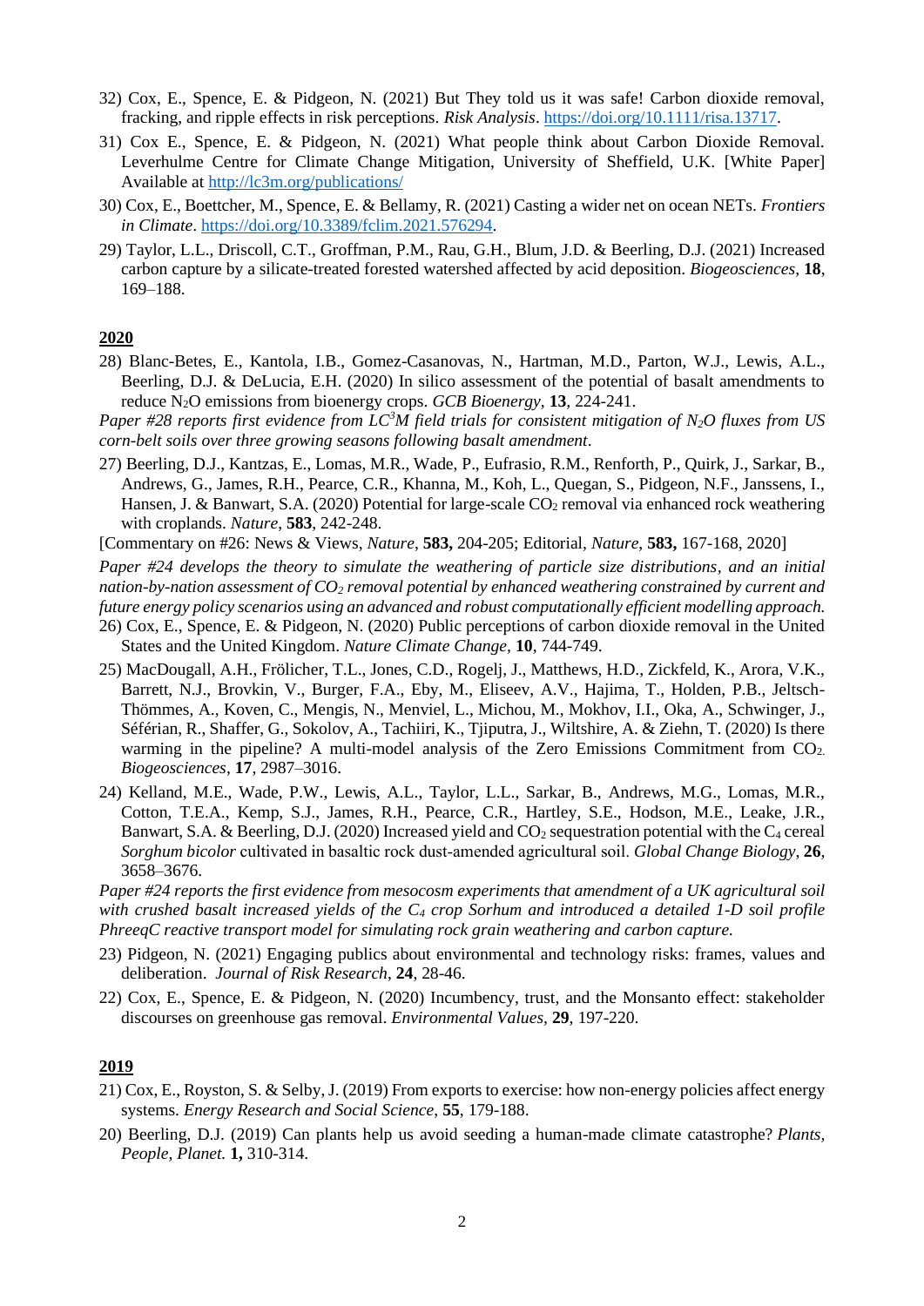32) Cox, E., Spence, E. & Pidgeon, N. (2021) But They told us it was safe! Carbon dioxide removal, fracking, and ripple effects in risk perceptions. *Risk Analysis*. https://doi.org/10.1111/risa.13717.

31) Cox E., Spence, E. & Pidgeon, N. (2021) What people think about Carbon Dioxide Removal. Leverhulme Centre for Climate Change Mitigation, University of Sheffield, U.K. [White Paper] Available at http://lc3m.org/publications/

30) Cox, E., Boettcher, M., Spence, E. & Bellamy, R. (2021) Casting a wider net on ocean NETs. *Frontiers in Climate*. https://doi.org/10.3389/fclim.2021.576294.

29) Taylor, L.L., Driscoll, C.T., Groffman, P.M., Rau, G.H., Blum, J.D. & Beerling, D.J. (2021) Increased carbon capture by a silicate-treated forested watershed affected by acid deposition. *Biogeosciences*, **18**, 169–188.

## 2020

28) Blanc-Betes, E., Kantola, I.B., Gomez-Casanovas, N., Hartman, M.D., Parton, W.J., Lewis, A.L., Beerling, D.J. & DeLucia, E.H. (2020) In silico assessment of the potential of basalt amendments to reduce $N_2O$ emissions from bioenergy crops. *GCB Bioenergy*, **13**, 224-241.

*Paper #28 reports first evidence from $LC^3M$ field trials for consistent mitigation of $N_2O$ fluxes from US corn-belt soils over three growing seasons following basalt amendment*.

27) Beerling, D.J., Kantzas, E., Lomas, M.R., Wade, P., Eufrasio, R.M., Renforth, P., Quirk, J., Sarkar, B., Andrews, G., James, R.H., Pearce, C.R., Khanna, M., Koh, L., Quegan, S., Pidgeon, N.F., Janssens, I., Hansen, J. & Banwart, S.A. (2020) Potential for large-scale $CO_2$ removal via enhanced rock weathering with croplands. *Nature*, **583**, 242-248.

[Commentary on #26: News & Views, *Nature*, **583,** 204-205; Editorial, *Nature*, **583,** 167-168, 2020]

*Paper #24 develops the theory to simulate the weathering of particle size distributions, and an initial nation-by-nation assessment of $CO_2$ removal potential by enhanced weathering constrained by current and future energy policy scenarios using an advanced and robust computationally efficient modelling approach.*

26) Cox, E., Spence, E. & Pidgeon, N. (2020) Public perceptions of carbon dioxide removal in the United States and the United Kingdom. *Nature Climate Change,* **10**, 744-749.

25) MacDougall, A.H., Frölicher, T.L., Jones, C.D., Rogelj, J., Matthews, H.D., Zickfeld, K., Arora, V.K., Barrett, N.J., Brovkin, V., Burger, F.A., Eby, M., Eliseev, A.V., Hajima, T., Holden, P.B., Jeltsch-Thömmes, A., Koven, C., Mengis, N., Menviel, L., Michou, M., Mokhov, I.I., Oka, A., Schwinger, J., Séférian, R., Shaffer, G., Sokolov, A., Tachiiri, K., Tjiputra, J., Wiltshire, A. & Ziehn, T. (2020) Is there warming in the pipeline? A multi-model analysis of the Zero Emissions Commitment from $CO_2$. *Biogeosciences*, **17**, 2987–3016.

24) Kelland, M.E., Wade, P.W., Lewis, A.L., Taylor, L.L., Sarkar, B., Andrews, M.G., Lomas, M.R., Cotton, T.E.A., Kemp, S.J., James, R.H., Pearce, C.R., Hartley, S.E., Hodson, M.E., Leake, J.R., Banwart, S.A. & Beerling, D.J. (2020) Increased yield and $CO_2$ sequestration potential with the $C_4$ cereal *Sorghum bicolor* cultivated in basaltic rock dust-amended agricultural soil. *Global Change Biology*, **26**, 3658–3676.

*Paper #24 reports the first evidence from mesocosm experiments that amendment of a UK agricultural soil with crushed basalt increased yields of the $C_4$ crop Sorhum and introduced a detailed 1-D soil profile PhreeqC reactive transport model for simulating rock grain weathering and carbon capture.*

23) Pidgeon, N. (2021) Engaging publics about environmental and technology risks: frames, values and deliberation. *Journal of Risk Research*, **24**, 28-46.

22) Cox, E., Spence, E. & Pidgeon, N. (2020) Incumbency, trust, and the Monsanto effect: stakeholder discourses on greenhouse gas removal. *Environmental Values*, **29**, 197-220.

## 2019

21) Cox, E., Royston, S. & Selby, J. (2019) From exports to exercise: how non-energy policies affect energy systems. *Energy Research and Social Science*, **55**, 179-188.

20) Beerling, D.J. (2019) Can plants help us avoid seeding a human-made climate catastrophe? *Plants, People, Planet.* **1,** 310-314.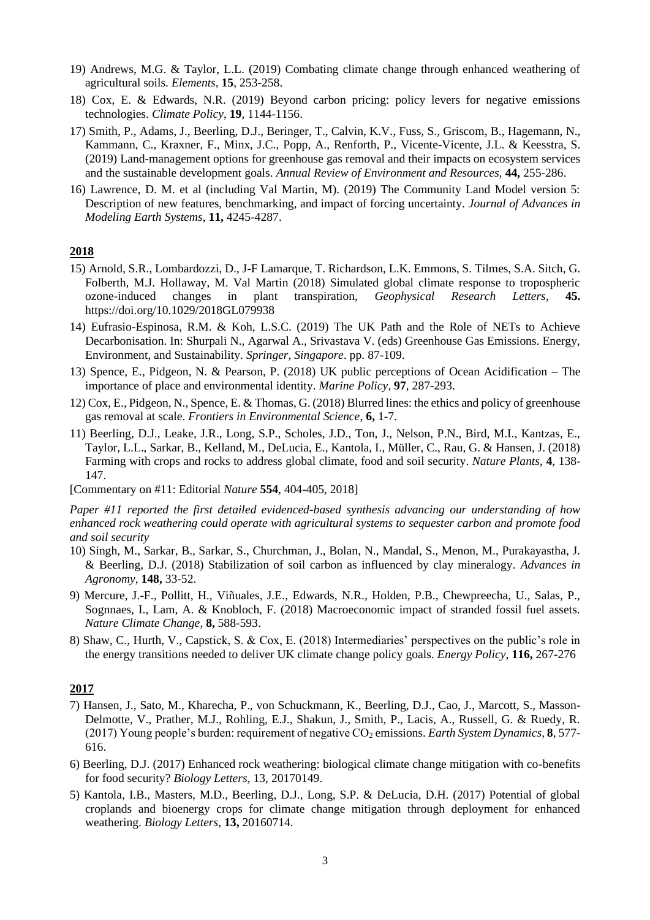19) Andrews, M.G. & Taylor, L.L. (2019) Combating climate change through enhanced weathering of agricultural soils. *Elements*, **15**, 253-258.

18) Cox, E. & Edwards, N.R. (2019) Beyond carbon pricing: policy levers for negative emissions technologies. *Climate Policy*, **19**, 1144-1156.

17) Smith, P., Adams, J., Beerling, D.J., Beringer, T., Calvin, K.V., Fuss, S., Griscom, B., Hagemann, N., Kammann, C., Kraxner, F., Minx, J.C., Popp, A., Renforth, P., Vicente-Vicente, J.L. & Keesstra, S. (2019) Land-management options for greenhouse gas removal and their impacts on ecosystem services and the sustainable development goals. *Annual Review of Environment and Resources,* **44,** 255-286.

16) Lawrence, D. M. et al (including Val Martin, M). (2019) The Community Land Model version 5: Description of new features, benchmarking, and impact of forcing uncertainty. *Journal of Advances in Modeling Earth Systems*, **11,** 4245-4287.

**2018**

15) Arnold, S.R., Lombardozzi, D., J-F Lamarque, T. Richardson, L.K. Emmons, S. Tilmes, S.A. Sitch, G. Folberth, M.J. Hollaway, M. Val Martin (2018) Simulated global climate response to tropospheric ozone-induced changes in plant transpiration, *Geophysical Research Letters*, **45.** https://doi.org/10.1029/2018GL079938

14) Eufrasio-Espinosa, R.M. & Koh, L.S.C. (2019) The UK Path and the Role of NETs to Achieve Decarbonisation. In: Shurpali N., Agarwal A., Srivastava V. (eds) Greenhouse Gas Emissions. Energy, Environment, and Sustainability. *Springer, Singapore*. pp. 87-109.

13) Spence, E., Pidgeon, N. & Pearson, P. (2018) UK public perceptions of Ocean Acidification – The importance of place and environmental identity. *Marine Policy*, **97**, 287-293.

12) Cox, E., Pidgeon, N., Spence, E. & Thomas, G. (2018) Blurred lines: the ethics and policy of greenhouse gas removal at scale. *Frontiers in Environmental Science*, **6,** 1-7.

11) Beerling, D.J., Leake, J.R., Long, S.P., Scholes, J.D., Ton, J., Nelson, P.N., Bird, M.I., Kantzas, E., Taylor, L.L., Sarkar, B., Kelland, M., DeLucia, E., Kantola, I., Müller, C., Rau, G. & Hansen, J. (2018) Farming with crops and rocks to address global climate, food and soil security. *Nature Plants*, **4**, 138-147.

[Commentary on #11: Editorial *Nature* **554**, 404-405, 2018]

*Paper #11 reported the first detailed evidenced-based synthesis advancing our understanding of how enhanced rock weathering could operate with agricultural systems to sequester carbon and promote food and soil security*

10) Singh, M., Sarkar, B., Sarkar, S., Churchman, J., Bolan, N., Mandal, S., Menon, M., Purakayastha, J. & Beerling, D.J. (2018) Stabilization of soil carbon as influenced by clay mineralogy. *Advances in Agronomy*, **148,** 33-52.

9) Mercure, J.-F., Pollitt, H., Viñuales, J.E., Edwards, N.R., Holden, P.B., Chewpreecha, U., Salas, P., Sognnaes, I., Lam, A. & Knobloch, F. (2018) Macroeconomic impact of stranded fossil fuel assets. *Nature Climate Change*, **8,** 588-593.

8) Shaw, C., Hurth, V., Capstick, S. & Cox, E. (2018) Intermediaries' perspectives on the public's role in the energy transitions needed to deliver UK climate change policy goals. *Energy Policy*, **116,** 267-276

**2017**

7) Hansen, J., Sato, M., Kharecha, P., von Schuckmann, K., Beerling, D.J., Cao, J., Marcott, S., Masson-Delmotte, V., Prather, M.J., Rohling, E.J., Shakun, J., Smith, P., Lacis, A., Russell, G. & Ruedy, R. (2017) Young people's burden: requirement of negative $CO_2$ emissions. *Earth System Dynamics*, **8**, 577-616.

6) Beerling, D.J. (2017) Enhanced rock weathering: biological climate change mitigation with co-benefits for food security? *Biology Letters*, 13, 20170149.

5) Kantola, I.B., Masters, M.D., Beerling, D.J., Long, S.P. & DeLucia, D.H. (2017) Potential of global croplands and bioenergy crops for climate change mitigation through deployment for enhanced weathering. *Biology Letters*, **13,** 20160714.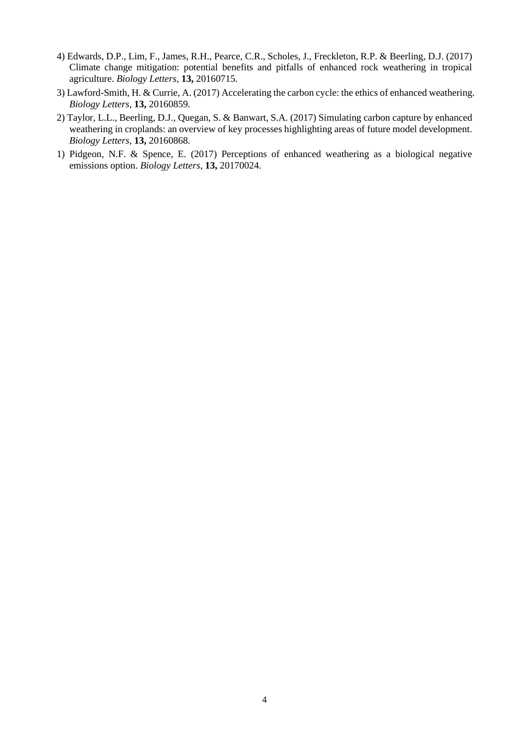4) Edwards, D.P., Lim, F., James, R.H., Pearce, C.R., Scholes, J., Freckleton, R.P. & Beerling, D.J. (2017) Climate change mitigation: potential benefits and pitfalls of enhanced rock weathering in tropical agriculture. *Biology Letters*, **13,** 20160715.

3) Lawford-Smith, H. & Currie, A. (2017) Accelerating the carbon cycle: the ethics of enhanced weathering. *Biology Letters*, **13,** 20160859.

2) Taylor, L.L., Beerling, D.J., Quegan, S. & Banwart, S.A. (2017) Simulating carbon capture by enhanced weathering in croplands: an overview of key processes highlighting areas of future model development. *Biology Letters*, **13,** 20160868.

1) Pidgeon, N.F. & Spence, E. (2017) Perceptions of enhanced weathering as a biological negative emissions option. *Biology Letters*, **13,** 20170024.